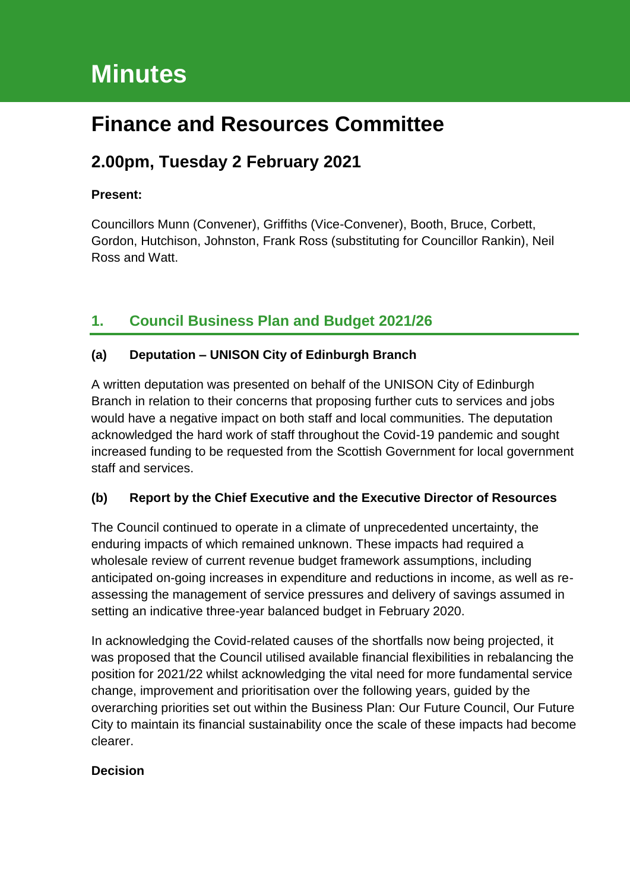# Minutes

# Finance and Resources Committee

## 2.00pm, Tuesday 2 February 2021

**Present:**

Councillors Munn (Convener), Griffiths (Vice-Convener), Booth, Bruce, Corbett, Gordon, Hutchison, Johnston, Frank Ross (substituting for Councillor Rankin), Neil Ross and Watt.

## 1. Council Business Plan and Budget 2021/26

### (a) Deputation – UNISON City of Edinburgh Branch

A written deputation was presented on behalf of the UNISON City of Edinburgh Branch in relation to their concerns that proposing further cuts to services and jobs would have a negative impact on both staff and local communities. The deputation acknowledged the hard work of staff throughout the Covid-19 pandemic and sought increased funding to be requested from the Scottish Government for local government staff and services.

### (b) Report by the Chief Executive and the Executive Director of Resources

The Council continued to operate in a climate of unprecedented uncertainty, the enduring impacts of which remained unknown. These impacts had required a wholesale review of current revenue budget framework assumptions, including anticipated on-going increases in expenditure and reductions in income, as well as re-assessing the management of service pressures and delivery of savings assumed in setting an indicative three-year balanced budget in February 2020.

In acknowledging the Covid-related causes of the shortfalls now being projected, it was proposed that the Council utilised available financial flexibilities in rebalancing the position for 2021/22 whilst acknowledging the vital need for more fundamental service change, improvement and prioritisation over the following years, guided by the overarching priorities set out within the Business Plan: Our Future Council, Our Future City to maintain its financial sustainability once the scale of these impacts had become clearer.

**Decision**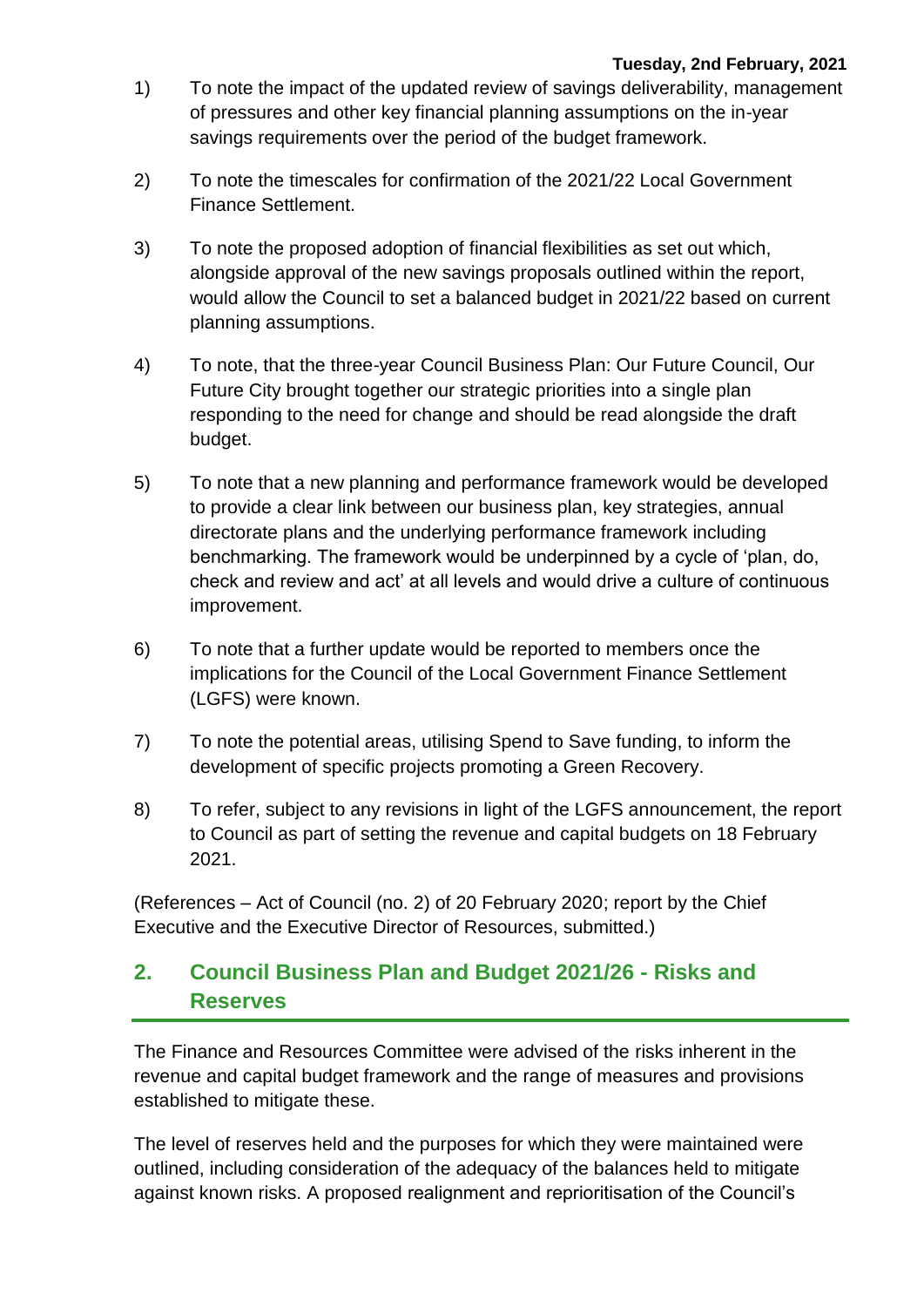1) To note the impact of the updated review of savings deliverability, management of pressures and other key financial planning assumptions on the in-year savings requirements over the period of the budget framework.

2) To note the timescales for confirmation of the 2021/22 Local Government Finance Settlement.

3) To note the proposed adoption of financial flexibilities as set out which, alongside approval of the new savings proposals outlined within the report, would allow the Council to set a balanced budget in 2021/22 based on current planning assumptions.

4) To note, that the three-year Council Business Plan: Our Future Council, Our Future City brought together our strategic priorities into a single plan responding to the need for change and should be read alongside the draft budget.

5) To note that a new planning and performance framework would be developed to provide a clear link between our business plan, key strategies, annual directorate plans and the underlying performance framework including benchmarking. The framework would be underpinned by a cycle of 'plan, do, check and review and act' at all levels and would drive a culture of continuous improvement.

6) To note that a further update would be reported to members once the implications for the Council of the Local Government Finance Settlement (LGFS) were known.

7) To note the potential areas, utilising Spend to Save funding, to inform the development of specific projects promoting a Green Recovery.

8) To refer, subject to any revisions in light of the LGFS announcement, the report to Council as part of setting the revenue and capital budgets on 18 February 2021.

(References – Act of Council (no. 2) of 20 February 2020; report by the Chief Executive and the Executive Director of Resources, submitted.)

## 2. Council Business Plan and Budget 2021/26 - Risks and Reserves

The Finance and Resources Committee were advised of the risks inherent in the revenue and capital budget framework and the range of measures and provisions established to mitigate these.

The level of reserves held and the purposes for which they were maintained were outlined, including consideration of the adequacy of the balances held to mitigate against known risks. A proposed realignment and reprioritisation of the Council's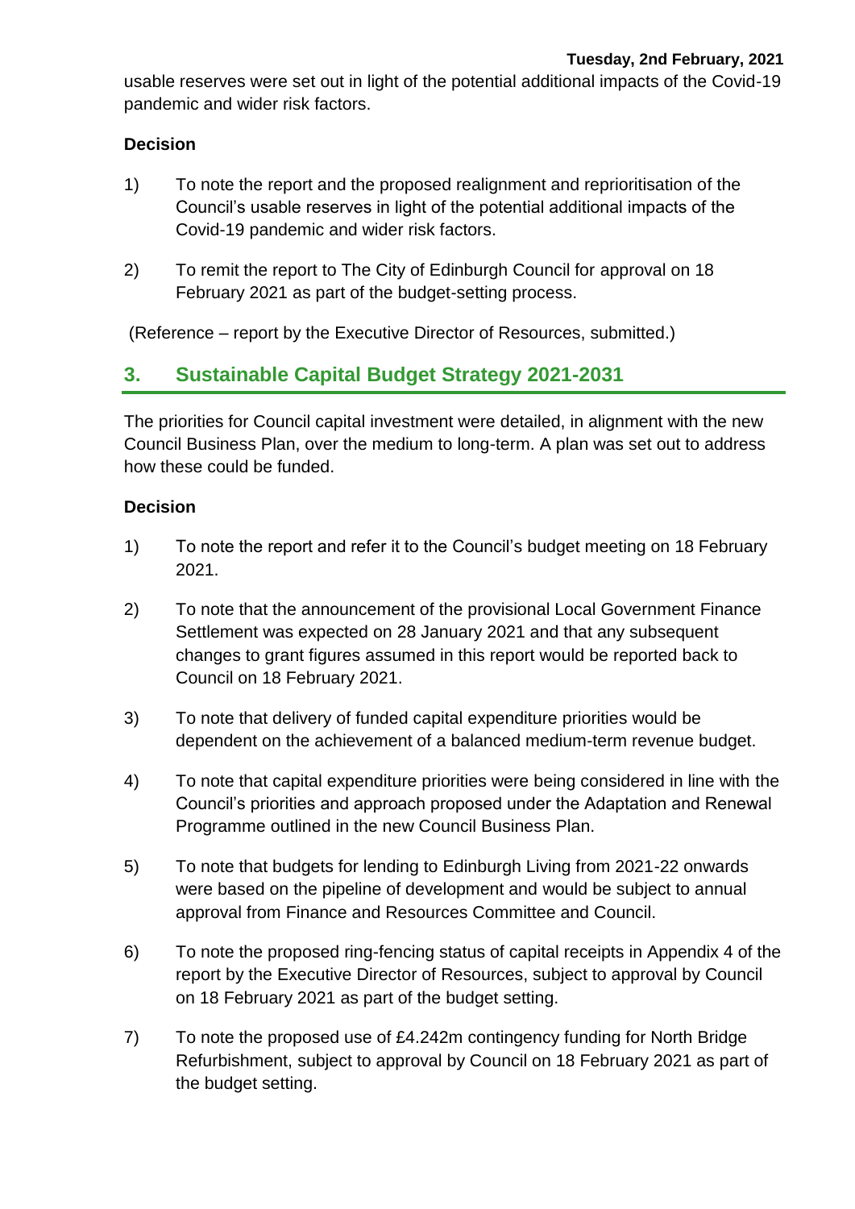usable reserves were set out in light of the potential additional impacts of the Covid-19 pandemic and wider risk factors.

**Decision**

1) To note the report and the proposed realignment and reprioritisation of the Council's usable reserves in light of the potential additional impacts of the Covid-19 pandemic and wider risk factors.

2) To remit the report to The City of Edinburgh Council for approval on 18 February 2021 as part of the budget-setting process.

(Reference – report by the Executive Director of Resources, submitted.)

## 3. Sustainable Capital Budget Strategy 2021-2031

The priorities for Council capital investment were detailed, in alignment with the new Council Business Plan, over the medium to long-term. A plan was set out to address how these could be funded.

**Decision**

1) To note the report and refer it to the Council's budget meeting on 18 February 2021.

2) To note that the announcement of the provisional Local Government Finance Settlement was expected on 28 January 2021 and that any subsequent changes to grant figures assumed in this report would be reported back to Council on 18 February 2021.

3) To note that delivery of funded capital expenditure priorities would be dependent on the achievement of a balanced medium-term revenue budget.

4) To note that capital expenditure priorities were being considered in line with the Council's priorities and approach proposed under the Adaptation and Renewal Programme outlined in the new Council Business Plan.

5) To note that budgets for lending to Edinburgh Living from 2021-22 onwards were based on the pipeline of development and would be subject to annual approval from Finance and Resources Committee and Council.

6) To note the proposed ring-fencing status of capital receipts in Appendix 4 of the report by the Executive Director of Resources, subject to approval by Council on 18 February 2021 as part of the budget setting.

7) To note the proposed use of £4.242m contingency funding for North Bridge Refurbishment, subject to approval by Council on 18 February 2021 as part of the budget setting.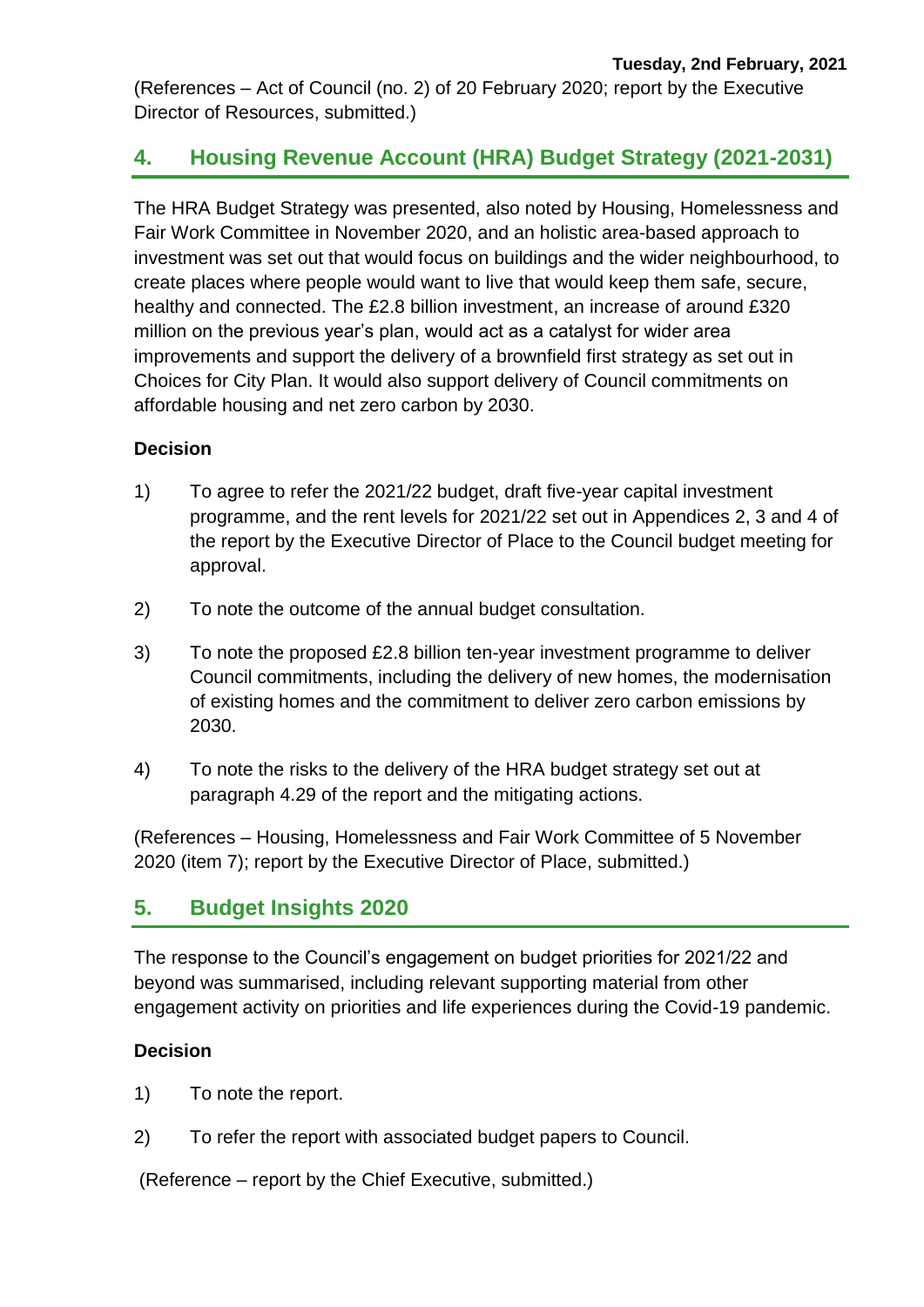(References – Act of Council (no. 2) of 20 February 2020; report by the Executive Director of Resources, submitted.)

## 4. Housing Revenue Account (HRA) Budget Strategy (2021-2031)

The HRA Budget Strategy was presented, also noted by Housing, Homelessness and Fair Work Committee in November 2020, and an holistic area-based approach to investment was set out that would focus on buildings and the wider neighbourhood, to create places where people would want to live that would keep them safe, secure, healthy and connected. The £2.8 billion investment, an increase of around £320 million on the previous year's plan, would act as a catalyst for wider area improvements and support the delivery of a brownfield first strategy as set out in Choices for City Plan. It would also support delivery of Council commitments on affordable housing and net zero carbon by 2030.

**Decision**

1) To agree to refer the 2021/22 budget, draft five-year capital investment programme, and the rent levels for 2021/22 set out in Appendices 2, 3 and 4 of the report by the Executive Director of Place to the Council budget meeting for approval.

2) To note the outcome of the annual budget consultation.

3) To note the proposed £2.8 billion ten-year investment programme to deliver Council commitments, including the delivery of new homes, the modernisation of existing homes and the commitment to deliver zero carbon emissions by 2030.

4) To note the risks to the delivery of the HRA budget strategy set out at paragraph 4.29 of the report and the mitigating actions.

(References – Housing, Homelessness and Fair Work Committee of 5 November 2020 (item 7); report by the Executive Director of Place, submitted.)

## 5. Budget Insights 2020

The response to the Council's engagement on budget priorities for 2021/22 and beyond was summarised, including relevant supporting material from other engagement activity on priorities and life experiences during the Covid-19 pandemic.

**Decision**

1) To note the report.

2) To refer the report with associated budget papers to Council.

(Reference – report by the Chief Executive, submitted.)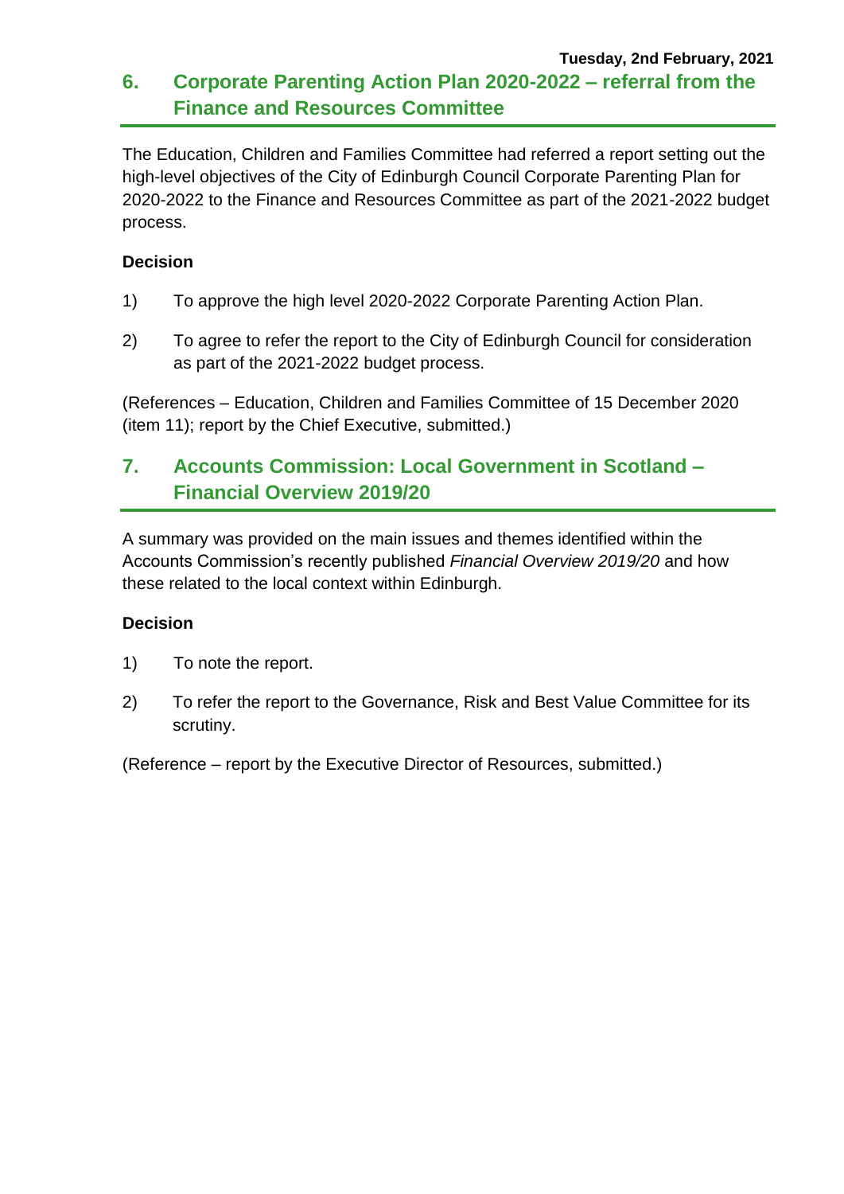## 6. Corporate Parenting Action Plan 2020-2022 – referral from the Finance and Resources Committee

The Education, Children and Families Committee had referred a report setting out the high-level objectives of the City of Edinburgh Council Corporate Parenting Plan for 2020-2022 to the Finance and Resources Committee as part of the 2021-2022 budget process.

**Decision**

1) To approve the high level 2020-2022 Corporate Parenting Action Plan.

2) To agree to refer the report to the City of Edinburgh Council for consideration as part of the 2021-2022 budget process.

(References – Education, Children and Families Committee of 15 December 2020 (item 11); report by the Chief Executive, submitted.)

## 7. Accounts Commission: Local Government in Scotland – Financial Overview 2019/20

A summary was provided on the main issues and themes identified within the Accounts Commission's recently published *Financial Overview 2019/20* and how these related to the local context within Edinburgh.

**Decision**

1) To note the report.

2) To refer the report to the Governance, Risk and Best Value Committee for its scrutiny.

(Reference – report by the Executive Director of Resources, submitted.)